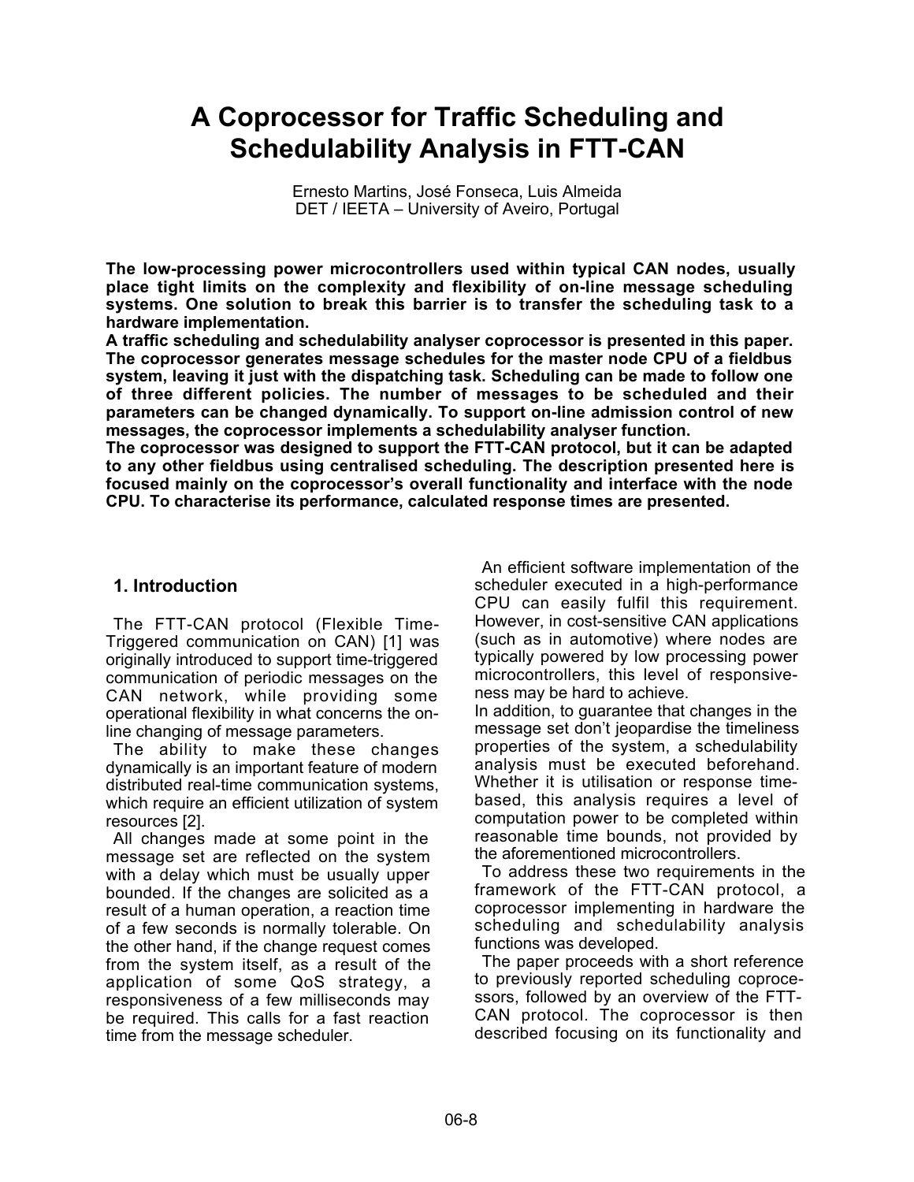# A Coprocessor for Traffic Scheduling and Schedulability Analysis in FTT-CAN

Ernesto Martins, José Fonseca, Luis Almeida
DET / IEETA – University of Aveiro, Portugal

**The low-processing power microcontrollers used within typical CAN nodes, usually place tight limits on the complexity and flexibility of on-line message scheduling systems. One solution to break this barrier is to transfer the scheduling task to a hardware implementation.**
**A traffic scheduling and schedulability analyser coprocessor is presented in this paper. The coprocessor generates message schedules for the master node CPU of a fieldbus system, leaving it just with the dispatching task. Scheduling can be made to follow one of three different policies. The number of messages to be scheduled and their parameters can be changed dynamically. To support on-line admission control of new messages, the coprocessor implements a schedulability analyser function.**
**The coprocessor was designed to support the FTT-CAN protocol, but it can be adapted to any other fieldbus using centralised scheduling. The description presented here is focused mainly on the coprocessor's overall functionality and interface with the node CPU. To characterise its performance, calculated response times are presented.**

## 1. Introduction

The FTT-CAN protocol (Flexible Time-Triggered communication on CAN) [1] was originally introduced to support time-triggered communication of periodic messages on the CAN network, while providing some operational flexibility in what concerns the on-line changing of message parameters.

The ability to make these changes dynamically is an important feature of modern distributed real-time communication systems, which require an efficient utilization of system resources [2].

All changes made at some point in the message set are reflected on the system with a delay which must be usually upper bounded. If the changes are solicited as a result of a human operation, a reaction time of a few seconds is normally tolerable. On the other hand, if the change request comes from the system itself, as a result of the application of some QoS strategy, a responsiveness of a few milliseconds may be required. This calls for a fast reaction time from the message scheduler.

An efficient software implementation of the scheduler executed in a high-performance CPU can easily fulfil this requirement. However, in cost-sensitive CAN applications (such as in automotive) where nodes are typically powered by low processing power microcontrollers, this level of responsiveness may be hard to achieve.

In addition, to guarantee that changes in the message set don't jeopardise the timeliness properties of the system, a schedulability analysis must be executed beforehand. Whether it is utilisation or response time-based, this analysis requires a level of computation power to be completed within reasonable time bounds, not provided by the aforementioned microcontrollers.

To address these two requirements in the framework of the FTT-CAN protocol, a coprocessor implementing in hardware the scheduling and schedulability analysis functions was developed.

The paper proceeds with a short reference to previously reported scheduling coprocessors, followed by an overview of the FTT-CAN protocol. The coprocessor is then described focusing on its functionality and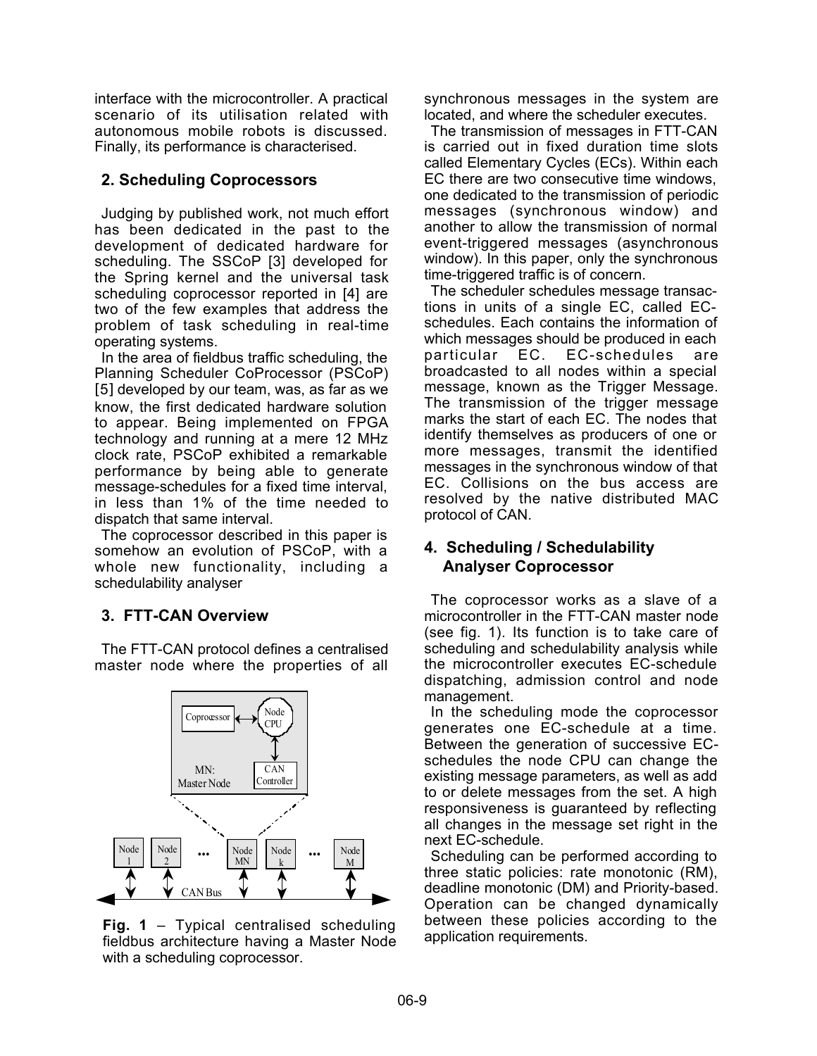interface with the microcontroller. A practical scenario of its utilisation related with autonomous mobile robots is discussed. Finally, its performance is characterised.

## 2. Scheduling Coprocessors

Judging by published work, not much effort has been dedicated in the past to the development of dedicated hardware for scheduling. The SSCoP [3] developed for the Spring kernel and the universal task scheduling coprocessor reported in [4] are two of the few examples that address the problem of task scheduling in real-time operating systems.

In the area of fieldbus traffic scheduling, the Planning Scheduler CoProcessor (PSCoP) [5] developed by our team, was, as far as we know, the first dedicated hardware solution to appear. Being implemented on FPGA technology and running at a mere 12 MHz clock rate, PSCoP exhibited a remarkable performance by being able to generate message-schedules for a fixed time interval, in less than 1% of the time needed to dispatch that same interval.

The coprocessor described in this paper is somehow an evolution of PSCoP, with a whole new functionality, including a schedulability analyser

## 3. FTT-CAN Overview

The FTT-CAN protocol defines a centralised master node where the properties of all synchronous messages in the system are located, and where the scheduler executes.

**Fig. 1** – Typical centralised scheduling fieldbus architecture having a Master Node with a scheduling coprocessor.

The transmission of messages in FTT-CAN is carried out in fixed duration time slots called Elementary Cycles (ECs). Within each EC there are two consecutive time windows, one dedicated to the transmission of periodic messages (synchronous window) and another to allow the transmission of normal event-triggered messages (asynchronous window). In this paper, only the synchronous time-triggered traffic is of concern.

The scheduler schedules message transactions in units of a single EC, called EC-schedules. Each contains the information of which messages should be produced in each particular EC. EC-schedules are broadcasted to all nodes within a special message, known as the Trigger Message. The transmission of the trigger message marks the start of each EC. The nodes that identify themselves as producers of one or more messages, transmit the identified messages in the synchronous window of that EC. Collisions on the bus access are resolved by the native distributed MAC protocol of CAN.

## 4. Scheduling / Schedulability Analyser Coprocessor

The coprocessor works as a slave of a microcontroller in the FTT-CAN master node (see fig. 1). Its function is to take care of scheduling and schedulability analysis while the microcontroller executes EC-schedule dispatching, admission control and node management.

In the scheduling mode the coprocessor generates one EC-schedule at a time. Between the generation of successive EC-schedules the node CPU can change the existing message parameters, as well as add to or delete messages from the set. A high responsiveness is guaranteed by reflecting all changes in the message set right in the next EC-schedule.

Scheduling can be performed according to three static policies: rate monotonic (RM), deadline monotonic (DM) and Priority-based. Operation can be changed dynamically between these policies according to the application requirements.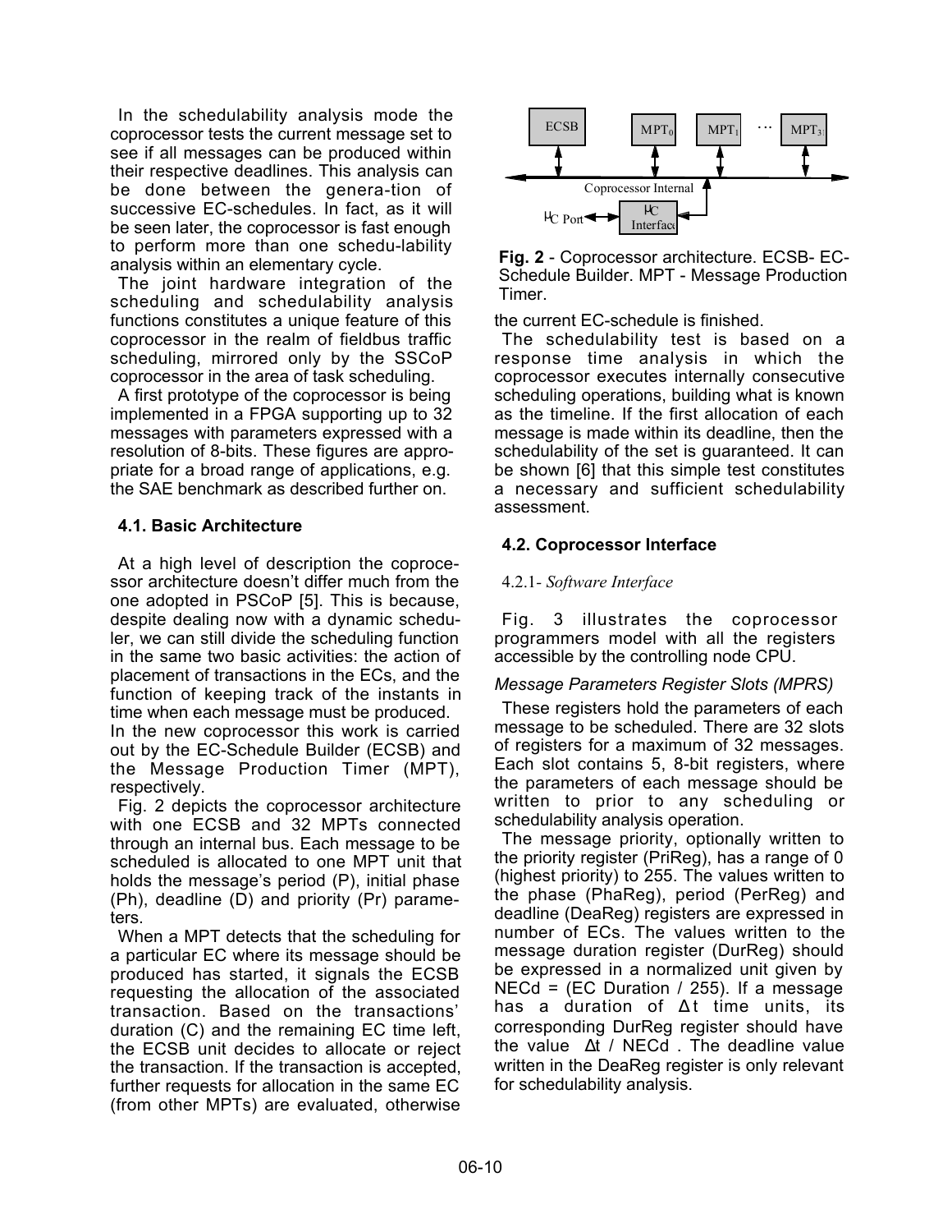In the schedulability analysis mode the coprocessor tests the current message set to see if all messages can be produced within their respective deadlines. This analysis can be done between the genera-tion of successive EC-schedules. In fact, as it will be seen later, the coprocessor is fast enough to perform more than one schedu-lability analysis within an elementary cycle.

The joint hardware integration of the scheduling and schedulability analysis functions constitutes a unique feature of this coprocessor in the realm of fieldbus traffic scheduling, mirrored only by the SSCoP coprocessor in the area of task scheduling.

A first prototype of the coprocessor is being implemented in a FPGA supporting up to 32 messages with parameters expressed with a resolution of 8-bits. These figures are appropriate for a broad range of applications, e.g. the SAE benchmark as described further on.

### 4.1. Basic Architecture

At a high level of description the coprocessor architecture doesn't differ much from the one adopted in PSCoP [5]. This is because, despite dealing now with a dynamic scheduler, we can still divide the scheduling function in the same two basic activities: the action of placement of transactions in the ECs, and the function of keeping track of the instants in time when each message must be produced.

In the new coprocessor this work is carried out by the EC-Schedule Builder (ECSB) and the Message Production Timer (MPT), respectively.

Fig. 2 depicts the coprocessor architecture with one ECSB and 32 MPTs connected through an internal bus. Each message to be scheduled is allocated to one MPT unit that holds the message's period (P), initial phase (Ph), deadline (D) and priority (Pr) parameters.

When a MPT detects that the scheduling for a particular EC where its message should be produced has started, it signals the ECSB requesting the allocation of the associated transaction. Based on the transactions' duration (C) and the remaining EC time left, the ECSB unit decides to allocate or reject the transaction. If the transaction is accepted, further requests for allocation in the same EC (from other MPTs) are evaluated, otherwise the current EC-schedule is finished.

**Fig. 2** - Coprocessor architecture. ECSB- EC-Schedule Builder. MPT - Message Production Timer.

The schedulability test is based on a response time analysis in which the coprocessor executes internally consecutive scheduling operations, building what is known as the timeline. If the first allocation of each message is made within its deadline, then the schedulability of the set is guaranteed. It can be shown [6] that this simple test constitutes a necessary and sufficient schedulability assessment.

### 4.2. Coprocessor Interface

#### 4.2.1- *Software Interface*

Fig. 3 illustrates the coprocessor programmers model with all the registers accessible by the controlling node CPU.

*Message Parameters Register Slots (MPRS)*

These registers hold the parameters of each message to be scheduled. There are 32 slots of registers for a maximum of 32 messages. Each slot contains 5, 8-bit registers, where the parameters of each message should be written to prior to any scheduling or schedulability analysis operation.

The message priority, optionally written to the priority register (PriReg), has a range of 0 (highest priority) to 255. The values written to the phase (PhaReg), period (PerReg) and deadline (DeaReg) registers are expressed in number of ECs. The values written to the message duration register (DurReg) should be expressed in a normalized unit given by NECd = (EC Duration / 255). If a message has a duration of $\Delta t$ time units, its corresponding DurReg register should have the value $\Delta t$ / NECd . The deadline value written in the DeaReg register is only relevant for schedulability analysis.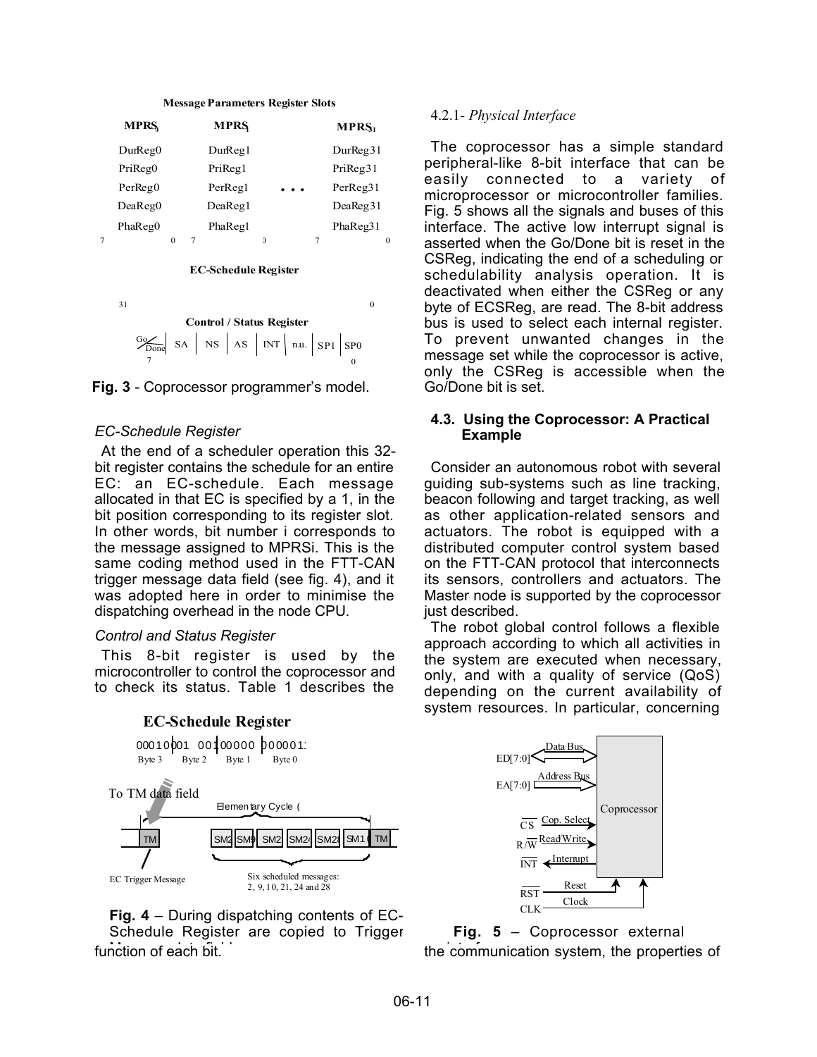**Message Parameters Register Slots**

| $MPRS_0$ | $MPRS_1$ | | $MPRS_{31}$ |
|---|---|---|---|
| DurReg0 | DurReg1 | | DurReg31 |
| PriReg0 | PriReg1 | | PriReg31 |
| PerReg0 | PerReg1 | . . . | PerReg31 |
| DeaReg0 | DeaReg1 | | DeaReg31 |
| PhaReg0 | PhaReg1 | | PhaReg31 |
| 7 0 | 7 0 | | 7 0 |

**EC-Schedule Register**

31 0

**Control / Status Register**

| Go/~~Done~~ | SA | NS | AS | INT | n.u. | SP1 | SP0 |
|---|---|---|---|---|---|---|---|
| 7 | | | | | | | 0 |

**Fig. 3** - Coprocessor programmer's model.

*EC-Schedule Register*

At the end of a scheduler operation this 32-bit register contains the schedule for an entire EC: an EC-schedule. Each message allocated in that EC is specified by a 1, in the bit position corresponding to its register slot. In other words, bit number i corresponds to the message assigned to MPRSi. This is the same coding method used in the FTT-CAN trigger message data field (see fig. 4), and it was adopted here in order to minimise the dispatching overhead in the node CPU.

*Control and Status Register*

This 8-bit register is used by the microcontroller to control the coprocessor and to check its status. Table 1 describes the function of each bit.

**EC-Schedule Register**

00010001 00100000 00000 1 — Byte 3, Byte 2, Byte 1, Byte 0

To TM data field

Elementary Cycle (

TM | SM2 | SM9 | SM2 | SM24 | SM28 | SM1 | TM

EC Trigger Message

Six scheduled messages: 2, 9, 10, 21, 24 and 28

**Fig. 4** – During dispatching contents of EC-Schedule Register are copied to Trigger Message data field.

4.2.1- *Physical Interface*

The coprocessor has a simple standard peripheral-like 8-bit interface that can be easily connected to a variety of microprocessor or microcontroller families. Fig. 5 shows all the signals and buses of this interface. The active low interrupt signal is asserted when the Go/Done bit is reset in the CSReg, indicating the end of a scheduling or schedulability analysis operation. It is deactivated when either the CSReg or any byte of ECSReg, are read. The 8-bit address bus is used to select each internal register. To prevent unwanted changes in the message set while the coprocessor is active, only the CSReg is accessible when the Go/Done bit is set.

### 4.3. Using the Coprocessor: A Practical Example

Consider an autonomous robot with several guiding sub-systems such as line tracking, beacon following and target tracking, as well as other application-related sensors and actuators. The robot is equipped with a distributed computer control system based on the FTT-CAN protocol that interconnects its sensors, controllers and actuators. The Master node is supported by the coprocessor just described.

The robot global control follows a flexible approach according to which all activities in the system are executed when necessary, only, and with a quality of service (QoS) depending on the current availability of system resources. In particular, concerning the communication system, the properties of

ED[7:0] — Data Bus; EA[7:0] — Address Bus; $\overline{CS}$ — Cop. Select; R/$\overline{W}$ — Read/Write; $\overline{INT}$ — Interrupt; $\overline{RST}$ — Reset; CLK — Clock; Coprocessor

**Fig. 5** – Coprocessor external interface.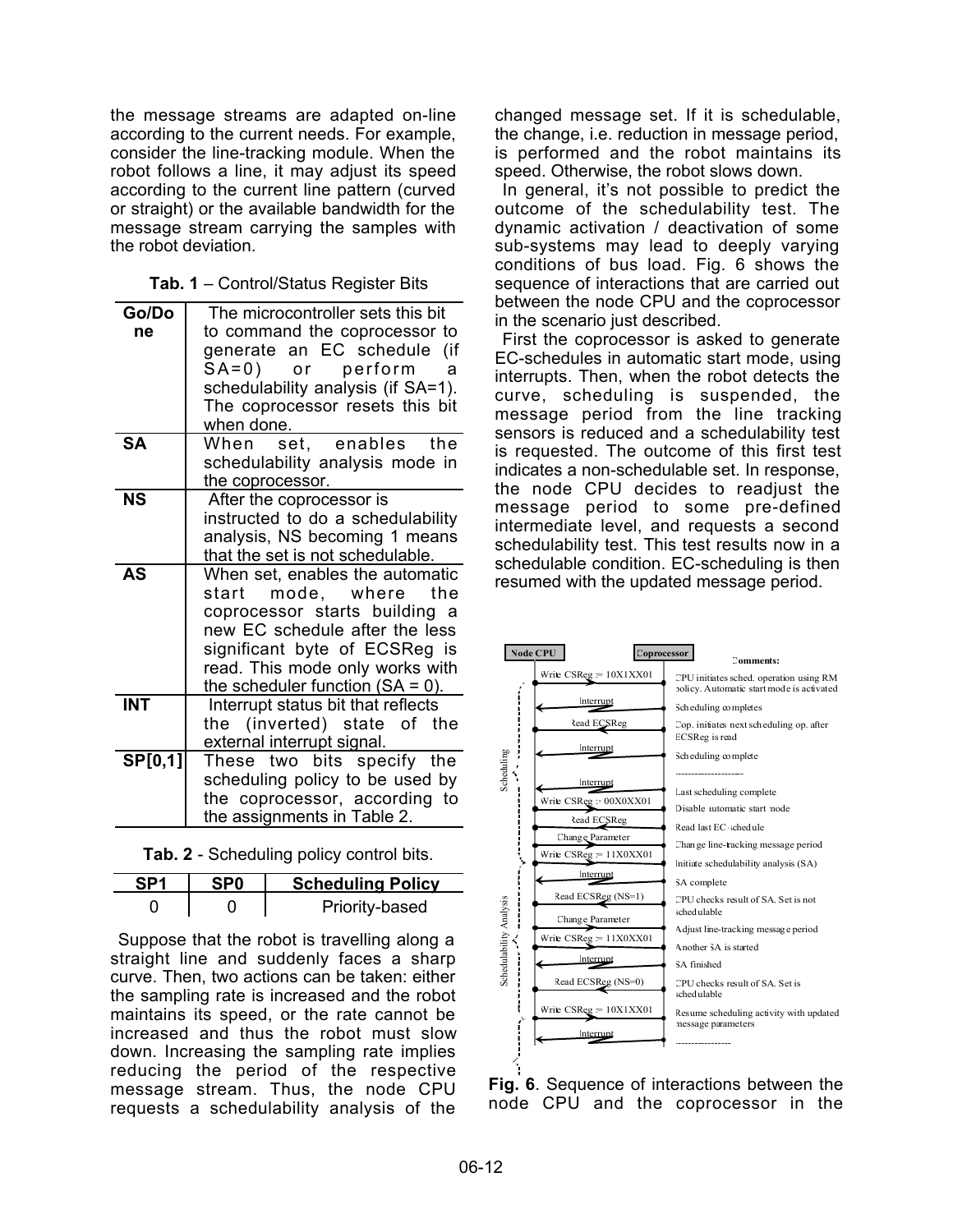the message streams are adapted on-line according to the current needs. For example, consider the line-tracking module. When the robot follows a line, it may adjust its speed according to the current line pattern (curved or straight) or the available bandwidth for the message stream carrying the samples with the robot deviation.

**Tab. 1** – Control/Status Register Bits

| | |
|---|---|
| **Go/Done** | The microcontroller sets this bit to command the coprocessor to generate an EC schedule (if SA=0) or perform a schedulability analysis (if SA=1). The coprocessor resets this bit when done. |
| **SA** | When set, enables the schedulability analysis mode in the coprocessor. |
| **NS** | After the coprocessor is instructed to do a schedulability analysis, NS becoming 1 means that the set is not schedulable. |
| **AS** | When set, enables the automatic start mode, where the coprocessor starts building a new EC schedule after the less significant byte of ECSReg is read. This mode only works with the scheduler function (SA = 0). |
| **INT** | Interrupt status bit that reflects the (inverted) state of the external interrupt signal. |
| **SP[0,1]** | These two bits specify the scheduling policy to be used by the coprocessor, according to the assignments in Table 2. |

**Tab. 2** - Scheduling policy control bits.

| SP1 | SP0 | Scheduling Policy |
|---|---|---|
| 0 | 0 | Priority-based |

Suppose that the robot is travelling along a straight line and suddenly faces a sharp curve. Then, two actions can be taken: either the sampling rate is increased and the robot maintains its speed, or the rate cannot be increased and thus the robot must slow down. Increasing the sampling rate implies reducing the period of the respective message stream. Thus, the node CPU requests a schedulability analysis of the changed message set. If it is schedulable, the change, i.e. reduction in message period, is performed and the robot maintains its speed. Otherwise, the robot slows down.

In general, it's not possible to predict the outcome of the schedulability test. The dynamic activation / deactivation of some sub-systems may lead to deeply varying conditions of bus load. Fig. 6 shows the sequence of interactions that are carried out between the node CPU and the coprocessor in the scenario just described.

First the coprocessor is asked to generate EC-schedules in automatic start mode, using interrupts. Then, when the robot detects the curve, scheduling is suspended, the message period from the line tracking sensors is reduced and a schedulability test is requested. The outcome of this first test indicates a non-schedulable set. In response, the node CPU decides to readjust the message period to some pre-defined intermediate level, and requests a second schedulability test. This test results now in a schedulable condition. EC-scheduling is then resumed with the updated message period.

**Fig. 6**. Sequence of interactions between the node CPU and the coprocessor in the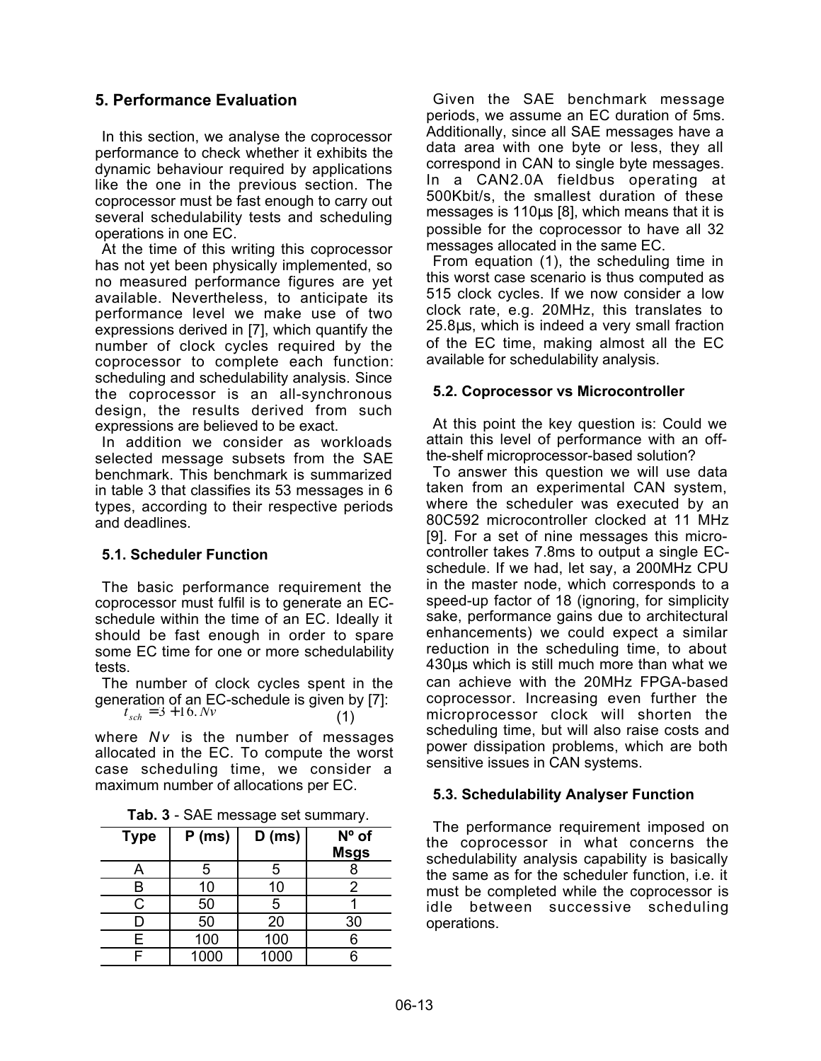## 5. Performance Evaluation

In this section, we analyse the coprocessor performance to check whether it exhibits the dynamic behaviour required by applications like the one in the previous section. The coprocessor must be fast enough to carry out several schedulability tests and scheduling operations in one EC.

At the time of this writing this coprocessor has not yet been physically implemented, so no measured performance figures are yet available. Nevertheless, to anticipate its performance level we make use of two expressions derived in [7], which quantify the number of clock cycles required by the coprocessor to complete each function: scheduling and schedulability analysis. Since the coprocessor is an all-synchronous design, the results derived from such expressions are believed to be exact.

In addition we consider as workloads selected message subsets from the SAE benchmark. This benchmark is summarized in table 3 that classifies its 53 messages in 6 types, according to their respective periods and deadlines.

### 5.1. Scheduler Function

The basic performance requirement the coprocessor must fulfil is to generate an EC-schedule within the time of an EC. Ideally it should be fast enough in order to spare some EC time for one or more schedulability tests.

The number of clock cycles spent in the generation of an EC-schedule is given by [7]:

$$t_{sch} = 3 + 16.Nv \quad (1)$$

where $Nv$ is the number of messages allocated in the EC. To compute the worst case scheduling time, we consider a maximum number of allocations per EC.

**Tab. 3** - SAE message set summary.

| Type | P (ms) | D (ms) | Nº of Msgs |
|---|---|---|---|
| A | 5 | 5 | 8 |
| B | 10 | 10 | 2 |
| C | 50 | 5 | 1 |
| D | 50 | 20 | 30 |
| E | 100 | 100 | 6 |
| F | 1000 | 1000 | 6 |

Given the SAE benchmark message periods, we assume an EC duration of 5ms. Additionally, since all SAE messages have a data area with one byte or less, they all correspond in CAN to single byte messages. In a CAN2.0A fieldbus operating at 500Kbit/s, the smallest duration of these messages is 110µs [8], which means that it is possible for the coprocessor to have all 32 messages allocated in the same EC.

From equation (1), the scheduling time in this worst case scenario is thus computed as 515 clock cycles. If we now consider a low clock rate, e.g. 20MHz, this translates to 25.8µs, which is indeed a very small fraction of the EC time, making almost all the EC available for schedulability analysis.

### 5.2. Coprocessor vs Microcontroller

At this point the key question is: Could we attain this level of performance with an off-the-shelf microprocessor-based solution?

To answer this question we will use data taken from an experimental CAN system, where the scheduler was executed by an 80C592 microcontroller clocked at 11 MHz [9]. For a set of nine messages this micro-controller takes 7.8ms to output a single EC-schedule. If we had, let say, a 200MHz CPU in the master node, which corresponds to a speed-up factor of 18 (ignoring, for simplicity sake, performance gains due to architectural enhancements) we could expect a similar reduction in the scheduling time, to about 430µs which is still much more than what we can achieve with the 20MHz FPGA-based coprocessor. Increasing even further the microprocessor clock will shorten the scheduling time, but will also raise costs and power dissipation problems, which are both sensitive issues in CAN systems.

### 5.3. Schedulability Analyser Function

The performance requirement imposed on the coprocessor in what concerns the schedulability analysis capability is basically the same as for the scheduler function, i.e. it must be completed while the coprocessor is idle between successive scheduling operations.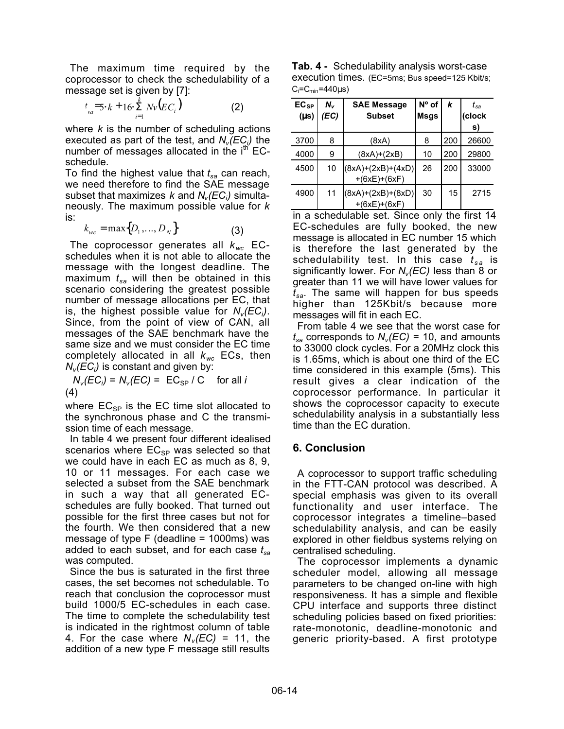The maximum time required by the coprocessor to check the schedulability of a message set is given by [7]:

$$t_{sa} = 5 \cdot k + 16 \cdot \sum_{i=1}^{k} Nv(EC_i) \qquad (2)$$

where $k$ is the number of scheduling actions executed as part of the test, and $N_v(EC_i)$ the number of messages allocated in the i[th] EC-schedule.

To find the highest value that $t_{sa}$ can reach, we need therefore to find the SAE message subset that maximizes $k$ and $N_v(EC_i)$ simultaneously. The maximum possible value for $k$ is:

$$k_{wc} = \max\{D_1, ..., D_N\} \qquad (3)$$

The coprocessor generates all $k_{wc}$ EC-schedules when it is not able to allocate the message with the longest deadline. The maximum $t_{sa}$ will then be obtained in this scenario considering the greatest possible number of message allocations per EC, that is, the highest possible value for $N_v(EC_i)$. Since, from the point of view of CAN, all messages of the SAE benchmark have the same size and we must consider the EC time completely allocated in all $k_{wc}$ ECs, then $N_v(EC_i)$ is constant and given by:

$$N_v(EC_i) = N_v(EC) = EC_{SP} / C \quad \text{for all } i \qquad (4)$$

where $EC_{SP}$ is the EC time slot allocated to the synchronous phase and C the transmission time of each message.

In table 4 we present four different idealised scenarios where $EC_{SP}$ was selected so that we could have in each EC as much as 8, 9, 10 or 11 messages. For each case we selected a subset from the SAE benchmark in such a way that all generated EC-schedules are fully booked. That turned out possible for the first three cases but not for the fourth. We then considered that a new message of type F (deadline = 1000ms) was added to each subset, and for each case $t_{sa}$ was computed.

Since the bus is saturated in the first three cases, the set becomes not schedulable. To reach that conclusion the coprocessor must build 1000/5 EC-schedules in each case. The time to complete the schedulability test is indicated in the rightmost column of table 4. For the case where $N_v(EC)$ = 11, the addition of a new type F message still results in a schedulable set. Since only the first 14 EC-schedules are fully booked, the new message is allocated in EC number 15 which is therefore the last generated by the schedulability test. In this case $t_{sa}$ is significantly lower. For $N_v(EC)$ less than 8 or greater than 11 we will have lower values for $t_{sa}$. The same will happen for bus speeds higher than 125Kbit/s because more messages will fit in each EC.

**Tab. 4 -** Schedulability analysis worst-case execution times. (EC=5ms; Bus speed=125 Kbit/s; $C_i = C_{min}$=440µs)

| $EC_{SP}$ (µs) | $N_v$ (EC) | SAE Message Subset | Nº of Msgs | $k$ | $t_{sa}$ (clocks) |
|---|---|---|---|---|---|
| 3700 | 8 | (8xA) | 8 | 200 | 26600 |
| 4000 | 9 | (8xA)+(2xB) | 10 | 200 | 29800 |
| 4500 | 10 | (8xA)+(2xB)+(4xD)+(6xE)+(6xF) | 26 | 200 | 33000 |
| 4900 | 11 | (8xA)+(2xB)+(8xD)+(6xE)+(6xF) | 30 | 15 | 2715 |

From table 4 we see that the worst case for $t_{sa}$ corresponds to $N_v(EC)$ = 10, and amounts to 33000 clock cycles. For a 20MHz clock this is 1.65ms, which is about one third of the EC time considered in this example (5ms). This result gives a clear indication of the coprocessor performance. In particular it shows the coprocessor capacity to execute schedulability analysis in a substantially less time than the EC duration.

## 6. Conclusion

A coprocessor to support traffic scheduling in the FTT-CAN protocol was described. A special emphasis was given to its overall functionality and user interface. The coprocessor integrates a timeline–based schedulability analysis, and can be easily explored in other fieldbus systems relying on centralised scheduling.

The coprocessor implements a dynamic scheduler model, allowing all message parameters to be changed on-line with high responsiveness. It has a simple and flexible CPU interface and supports three distinct scheduling policies based on fixed priorities: rate-monotonic, deadline-monotonic and generic priority-based. A first prototype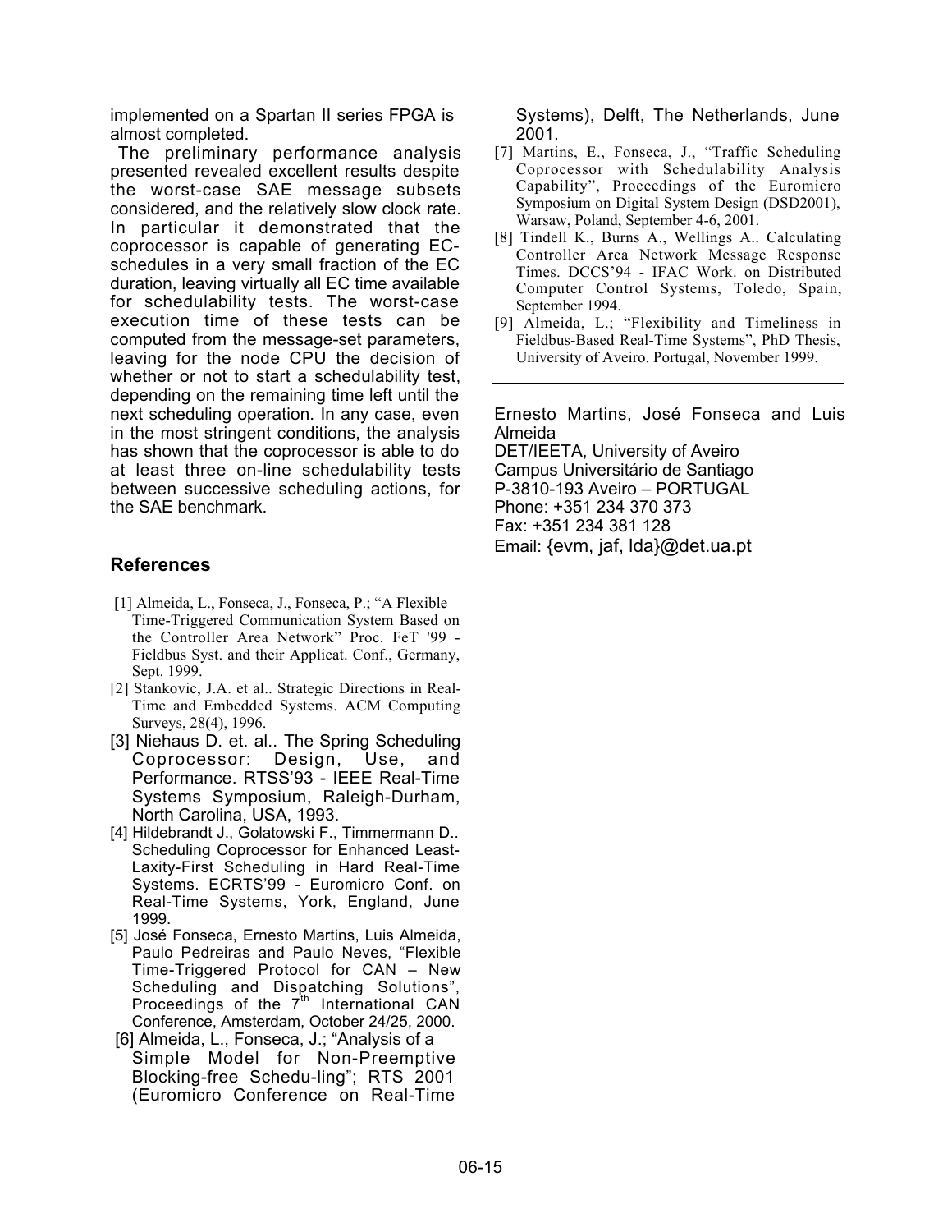implemented on a Spartan II series FPGA is almost completed.

The preliminary performance analysis presented revealed excellent results despite the worst-case SAE message subsets considered, and the relatively slow clock rate. In particular it demonstrated that the coprocessor is capable of generating EC-schedules in a very small fraction of the EC duration, leaving virtually all EC time available for schedulability tests. The worst-case execution time of these tests can be computed from the message-set parameters, leaving for the node CPU the decision of whether or not to start a schedulability test, depending on the remaining time left until the next scheduling operation. In any case, even in the most stringent conditions, the analysis has shown that the coprocessor is able to do at least three on-line schedulability tests between successive scheduling actions, for the SAE benchmark.

## References

[1] Almeida, L., Fonseca, J., Fonseca, P.; "A Flexible Time-Triggered Communication System Based on the Controller Area Network" Proc. FeT '99 - Fieldbus Syst. and their Applicat. Conf., Germany, Sept. 1999.

[2] Stankovic, J.A. et al.. Strategic Directions in Real-Time and Embedded Systems. ACM Computing Surveys, 28(4), 1996.

[3] Niehaus D. et. al.. The Spring Scheduling Coprocessor: Design, Use, and Performance. RTSS'93 - IEEE Real-Time Systems Symposium, Raleigh-Durham, North Carolina, USA, 1993.

[4] Hildebrandt J., Golatowski F., Timmermann D.. Scheduling Coprocessor for Enhanced Least-Laxity-First Scheduling in Hard Real-Time Systems. ECRTS'99 - Euromicro Conf. on Real-Time Systems, York, England, June 1999.

[5] José Fonseca, Ernesto Martins, Luis Almeida, Paulo Pedreiras and Paulo Neves, "Flexible Time-Triggered Protocol for CAN – New Scheduling and Dispatching Solutions", Proceedings of the 7th International CAN Conference, Amsterdam, October 24/25, 2000.

[6] Almeida, L., Fonseca, J.; "Analysis of a Simple Model for Non-Preemptive Blocking-free Schedu-ling"; RTS 2001 (Euromicro Conference on Real-Time Systems), Delft, The Netherlands, June 2001.

[7] Martins, E., Fonseca, J., "Traffic Scheduling Coprocessor with Schedulability Analysis Capability", Proceedings of the Euromicro Symposium on Digital System Design (DSD2001), Warsaw, Poland, September 4-6, 2001.

[8] Tindell K., Burns A., Wellings A.. Calculating Controller Area Network Message Response Times. DCCS'94 - IFAC Work. on Distributed Computer Control Systems, Toledo, Spain, September 1994.

[9] Almeida, L.; "Flexibility and Timeliness in Fieldbus-Based Real-Time Systems", PhD Thesis, University of Aveiro. Portugal, November 1999.

---

Ernesto Martins, José Fonseca and Luis Almeida
DET/IEETA, University of Aveiro
Campus Universitário de Santiago
P-3810-193 Aveiro – PORTUGAL
Phone: +351 234 370 373
Fax: +351 234 381 128
Email: {evm, jaf, lda}@det.ua.pt